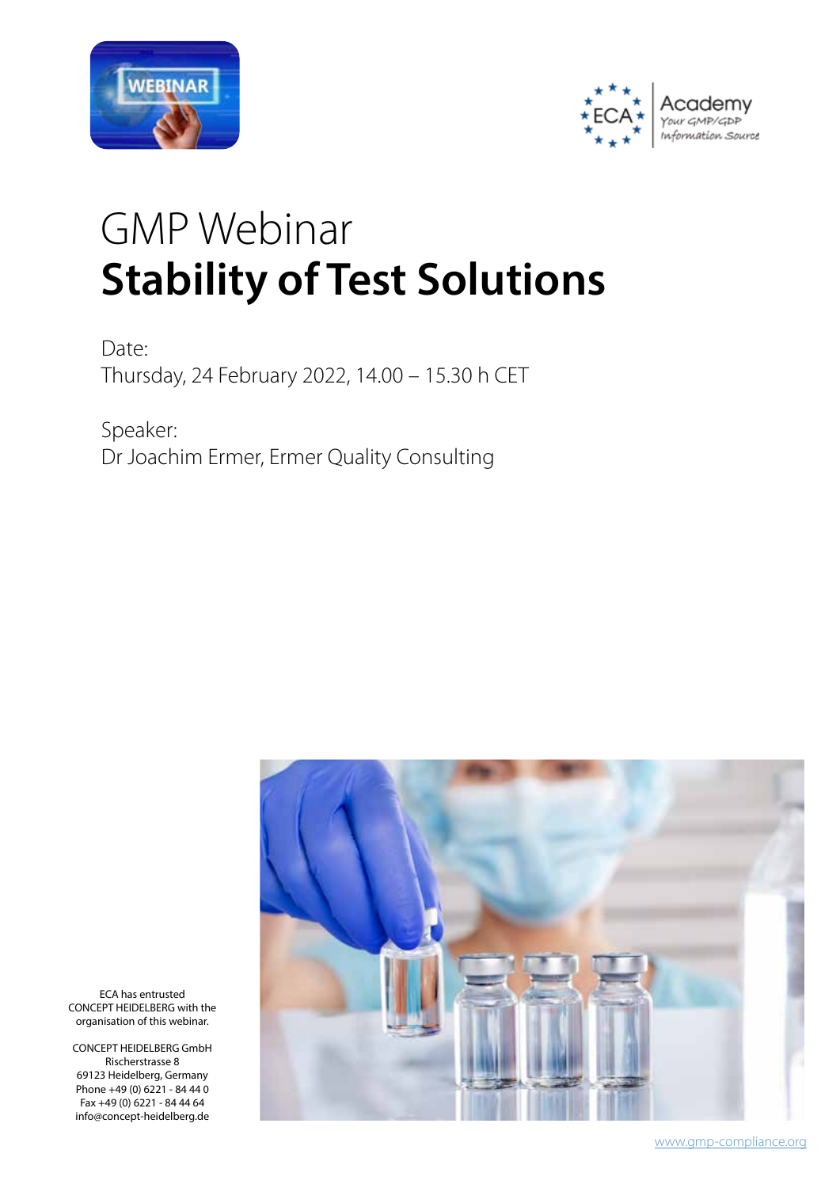# GMP Webinar
# **Stability of Test Solutions**

Date:
Thursday, 24 February 2022, 14.00 – 15.30 h CET

Speaker:
Dr Joachim Ermer, Ermer Quality Consulting

ECA has entrusted CONCEPT HEIDELBERG with the organisation of this webinar.

CONCEPT HEIDELBERG GmbH
Rischerstrasse 8
69123 Heidelberg, Germany
Phone +49 (0) 6221 - 84 44 0
Fax +49 (0) 6221 - 84 44 64
info@concept-heidelberg.de

www.gmp-compliance.org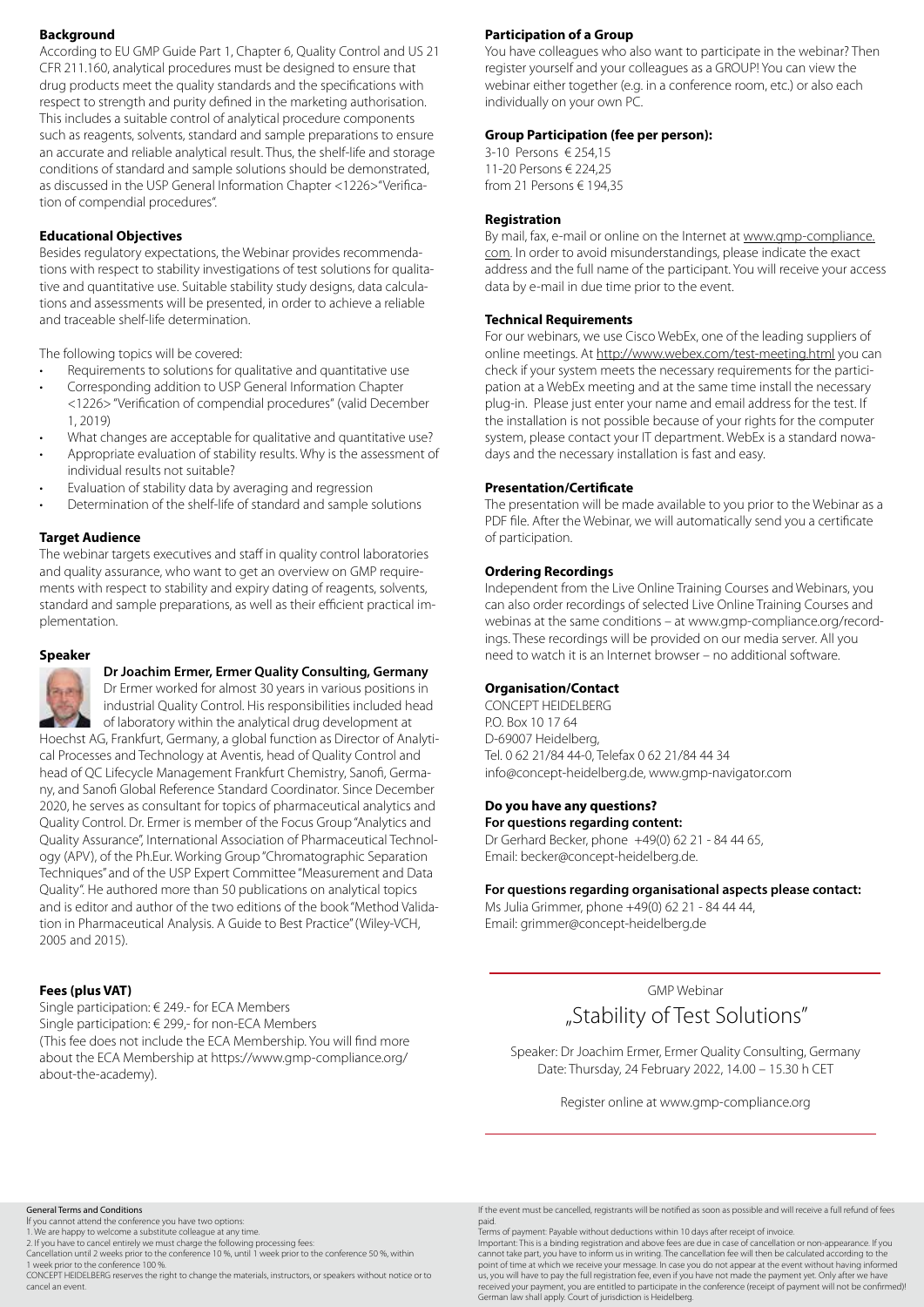## Background

According to EU GMP Guide Part 1, Chapter 6, Quality Control and US 21 CFR 211.160, analytical procedures must be designed to ensure that drug products meet the quality standards and the specifications with respect to strength and purity defined in the marketing authorisation. This includes a suitable control of analytical procedure components such as reagents, solvents, standard and sample preparations to ensure an accurate and reliable analytical result. Thus, the shelf-life and storage conditions of standard and sample solutions should be demonstrated, as discussed in the USP General Information Chapter <1226> "Verification of compendial procedures".

## Educational Objectives

Besides regulatory expectations, the Webinar provides recommendations with respect to stability investigations of test solutions for qualitative and quantitative use. Suitable stability study designs, data calculations and assessments will be presented, in order to achieve a reliable and traceable shelf-life determination.

The following topics will be covered:

- Requirements to solutions for qualitative and quantitative use
- Corresponding addition to USP General Information Chapter <1226> "Verification of compendial procedures" (valid December 1, 2019)
- What changes are acceptable for qualitative and quantitative use?
- Appropriate evaluation of stability results. Why is the assessment of individual results not suitable?
- Evaluation of stability data by averaging and regression
- Determination of the shelf-life of standard and sample solutions

## Target Audience

The webinar targets executives and staff in quality control laboratories and quality assurance, who want to get an overview on GMP requirements with respect to stability and expiry dating of reagents, solvents, standard and sample preparations, as well as their efficient practical implementation.

## Speaker

**Dr Joachim Ermer, Ermer Quality Consulting, Germany**

Dr Ermer worked for almost 30 years in various positions in industrial Quality Control. His responsibilities included head of laboratory within the analytical drug development at Hoechst AG, Frankfurt, Germany, a global function as Director of Analytical Processes and Technology at Aventis, head of Quality Control and head of QC Lifecycle Management Frankfurt Chemistry, Sanofi, Germany, and Sanofi Global Reference Standard Coordinator. Since December 2020, he serves as consultant for topics of pharmaceutical analytics and Quality Control. Dr. Ermer is member of the Focus Group "Analytics and Quality Assurance", International Association of Pharmaceutical Technology (APV), of the Ph.Eur. Working Group "Chromatographic Separation Techniques" and of the USP Expert Committee "Measurement and Data Quality". He authored more than 50 publications on analytical topics and is editor and author of the two editions of the book "Method Validation in Pharmaceutical Analysis. A Guide to Best Practice" (Wiley-VCH, 2005 and 2015).

## Fees (plus VAT)

Single participation: € 249.- for ECA Members
Single participation: € 299,- for non-ECA Members
(This fee does not include the ECA Membership. You will find more about the ECA Membership at https://www.gmp-compliance.org/about-the-academy).

## Participation of a Group

You have colleagues who also want to participate in the webinar? Then register yourself and your colleagues as a GROUP! You can view the webinar either together (e.g. in a conference room, etc.) or also each individually on your own PC.

## Group Participation (fee per person):

3-10 Persons € 254,15
11-20 Persons € 224,25
from 21 Persons € 194,35

## Registration

By mail, fax, e-mail or online on the Internet at www.gmp-compliance.com. In order to avoid misunderstandings, please indicate the exact address and the full name of the participant. You will receive your access data by e-mail in due time prior to the event.

## Technical Requirements

For our webinars, we use Cisco WebEx, one of the leading suppliers of online meetings. At http://www.webex.com/test-meeting.html you can check if your system meets the necessary requirements for the participation at a WebEx meeting and at the same time install the necessary plug-in. Please just enter your name and email address for the test. If the installation is not possible because of your rights for the computer system, please contact your IT department. WebEx is a standard nowadays and the necessary installation is fast and easy.

## Presentation/Certificate

The presentation will be made available to you prior to the Webinar as a PDF file. After the Webinar, we will automatically send you a certificate of participation.

## Ordering Recordings

Independent from the Live Online Training Courses and Webinars, you can also order recordings of selected Live Online Training Courses and webinas at the same conditions – at www.gmp-compliance.org/recordings. These recordings will be provided on our media server. All you need to watch it is an Internet browser – no additional software.

## Organisation/Contact

CONCEPT HEIDELBERG
P.O. Box 10 17 64
D-69007 Heidelberg,
Tel. 0 62 21/84 44-0, Telefax 0 62 21/84 44 34
info@concept-heidelberg.de, www.gmp-navigator.com

## Do you have any questions?

**For questions regarding content:**
Dr Gerhard Becker, phone +49(0) 62 21 - 84 44 65,
Email: becker@concept-heidelberg.de.

**For questions regarding organisational aspects please contact:**
Ms Julia Grimmer, phone +49(0) 62 21 - 84 44 44,
Email: grimmer@concept-heidelberg.de

GMP Webinar

# „Stability of Test Solutions"

Speaker: Dr Joachim Ermer, Ermer Quality Consulting, Germany
Date: Thursday, 24 February 2022, 14.00 – 15.30 h CET

Register online at www.gmp-compliance.org

**General Terms and Conditions**

If you cannot attend the conference you have two options:
1. We are happy to welcome a substitute colleague at any time.
2. If you have to cancel entirely we must charge the following processing fees:
Cancellation until 2 weeks prior to the conference 10 %, until 1 week prior to the conference 50 %, within 1 week prior to the conference 100 %.
CONCEPT HEIDELBERG reserves the right to change the materials, instructors, or speakers without notice or to cancel an event.

If the event must be cancelled, registrants will be notified as soon as possible and will receive a full refund of fees paid.
Terms of payment: Payable without deductions within 10 days after receipt of invoice.
Important: This is a binding registration and above fees are due in case of cancellation or non-appearance. If you cannot take part, you have to inform us in writing. The cancellation fee will then be calculated according to the point of time at which we receive your message. In case you do not appear at the event without having informed us, you will have to pay the full registration fee, even if you have not made the payment yet. Only after we have received your payment, you are entitled to participate in the conference (receipt of payment will not be confirmed)! German law shall apply. Court of jurisdiction is Heidelberg.